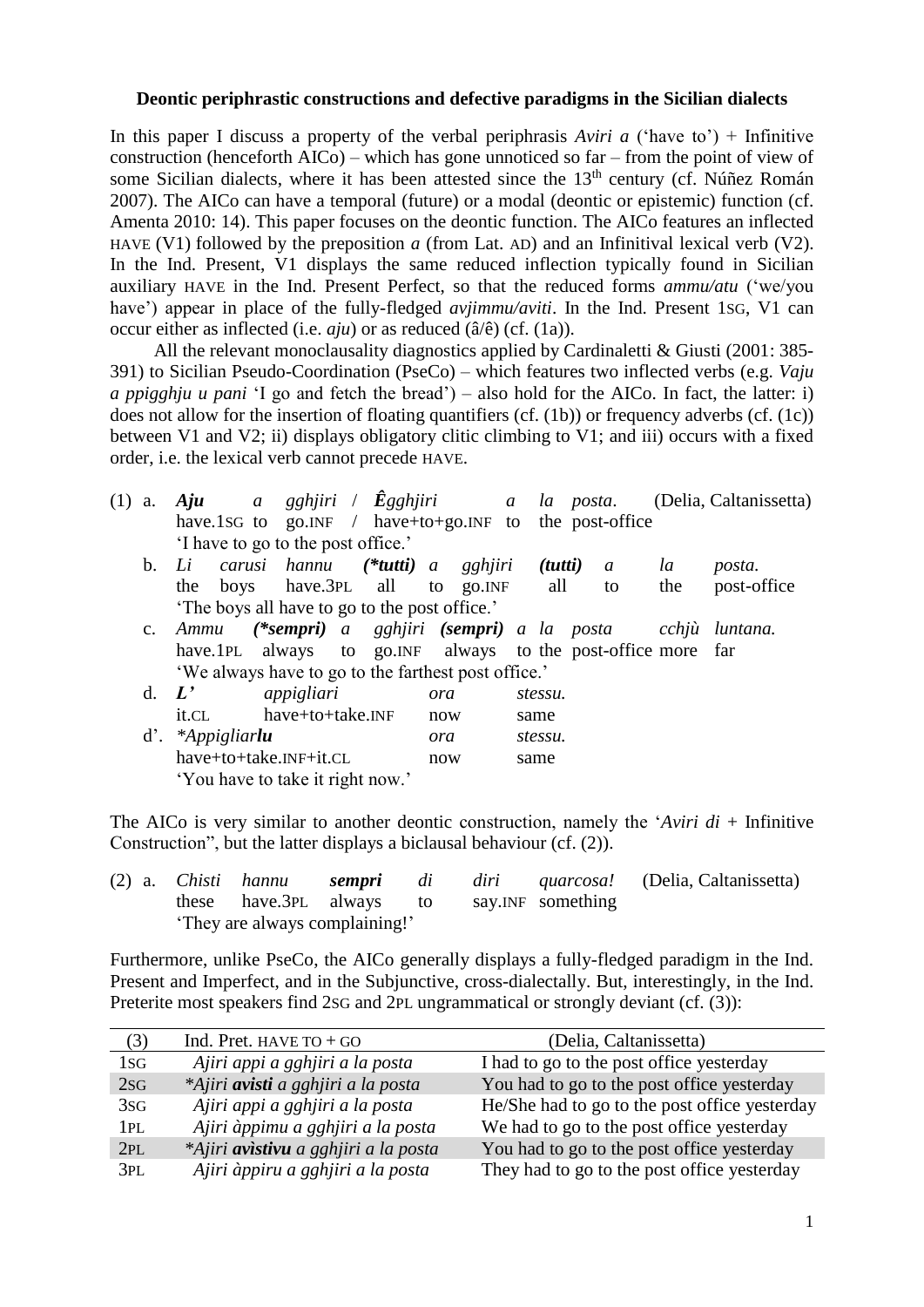**Deontic periphrastic constructions and defective paradigms in the Sicilian dialects**

In this paper I discuss a property of the verbal periphrasis *Aviri a* ('have to') + Infinitive construction (henceforth AICo) – which has gone unnoticed so far – from the point of view of some Sicilian dialects, where it has been attested since the 13[th] century (cf. Núñez Román 2007). The AICo can have a temporal (future) or a modal (deontic or epistemic) function (cf. Amenta 2010: 14). This paper focuses on the deontic function. The AICo features an inflected HAVE (V1) followed by the preposition *a* (from Lat. AD) and an Infinitival lexical verb (V2). In the Ind. Present, V1 displays the same reduced inflection typically found in Sicilian auxiliary HAVE in the Ind. Present Perfect, so that the reduced forms *ammu/atu* ('we/you have') appear in place of the fully-fledged *avjimmu/aviti*. In the Ind. Present 1SG, V1 can occur either as inflected (i.e. *aju*) or as reduced (â/ê) (cf. (1a)).

All the relevant monoclausality diagnostics applied by Cardinaletti & Giusti (2001: 385-391) to Sicilian Pseudo-Coordination (PseCo) – which features two inflected verbs (e.g. *Vaju a ppigghju u pani* 'I go and fetch the bread') – also hold for the AICo. In fact, the latter: i) does not allow for the insertion of floating quantifiers (cf. (1b)) or frequency adverbs (cf. (1c)) between V1 and V2; ii) displays obligatory clitic climbing to V1; and iii) occurs with a fixed order, i.e. the lexical verb cannot precede HAVE.

(1) a. ***Aju*** *a gghjiri* / ***Êgghjiri*** *a la posta*. (Delia, Caltanissetta)
have.1SG to go.INF / have+to+go.INF to the post-office
'I have to go to the post office.'

b. *Li carusi hannu* ***(\*tutti)*** *a gghjiri* ***(tutti)*** *a la posta.*
the boys have.3PL all to go.INF all to the post-office
'The boys all have to go to the post office.'

c. *Ammu* ***(\*sempri)*** *a gghjiri* ***(sempri)*** *a la posta cchjù luntana.*
have.1PL always to go.INF always to the post-office more far
'We always have to go to the farthest post office.'

d. ***L'*** *appigliari ora stessu.*
it.CL have+to+take.INF now same

d'. *\*Appigliar****lu*** *ora stessu.*
have+to+take.INF+it.CL now same
'You have to take it right now.'

The AICo is very similar to another deontic construction, namely the '*Aviri di* + Infinitive Construction", but the latter displays a biclausal behaviour (cf. (2)).

(2) a. *Chisti hannu* ***sempri*** *di diri quarcosa!* (Delia, Caltanissetta)
these have.3PL always to say.INF something
'They are always complaining!'

Furthermore, unlike PseCo, the AICo generally displays a fully-fledged paradigm in the Ind. Present and Imperfect, and in the Subjunctive, cross-dialectally. But, interestingly, in the Ind. Preterite most speakers find 2SG and 2PL ungrammatical or strongly deviant (cf. (3)):

| (3) | Ind. Pret. HAVE TO + GO | (Delia, Caltanissetta) |
|---|---|---|
| 1SG | *Ajiri appi a gghjiri a la posta* | I had to go to the post office yesterday |
| 2SG | *\*Ajiri **avisti** a gghjiri a la posta* | You had to go to the post office yesterday |
| 3SG | *Ajiri appi a gghjiri a la posta* | He/She had to go to the post office yesterday |
| 1PL | *Ajiri àppimu a gghjiri a la posta* | We had to go to the post office yesterday |
| 2PL | *\*Ajiri **avìstivu** a gghjiri a la posta* | You had to go to the post office yesterday |
| 3PL | *Ajiri àppiru a gghjiri a la posta* | They had to go to the post office yesterday |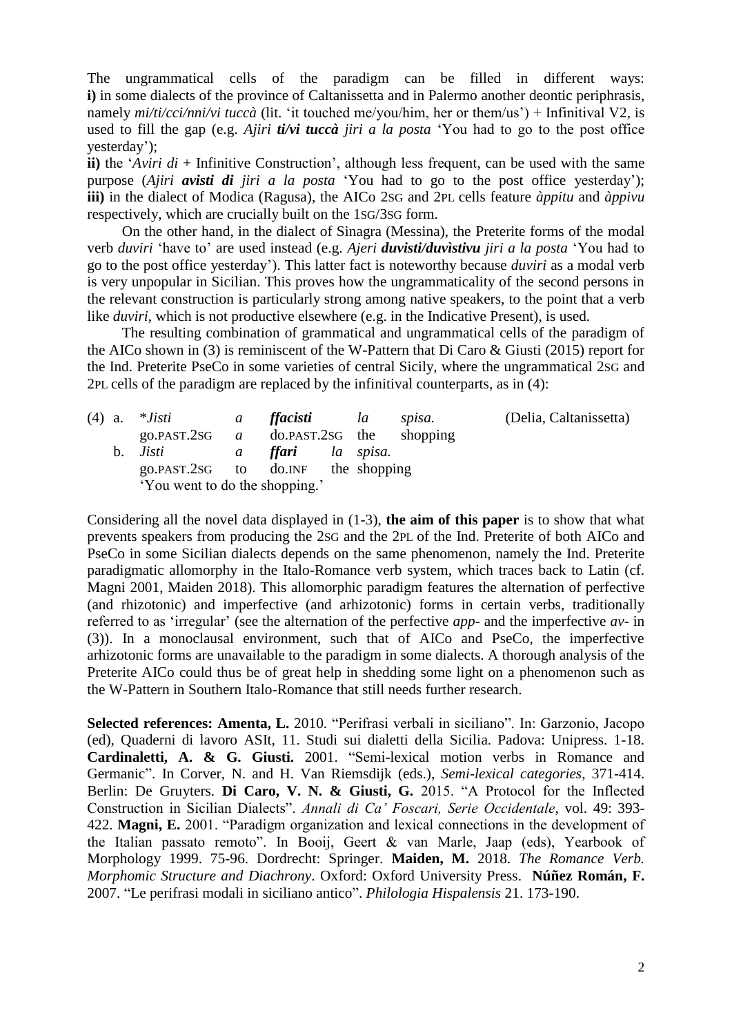The ungrammatical cells of the paradigm can be filled in different ways: **i)** in some dialects of the province of Caltanissetta and in Palermo another deontic periphrasis, namely *mi/ti/cci/nni/vi tuccà* (lit. 'it touched me/you/him, her or them/us') + Infinitival V2, is used to fill the gap (e.g. *Ajiri **ti/vi tuccà** jiri a la posta* 'You had to go to the post office yesterday');
**ii)** the '*Aviri di* + Infinitive Construction', although less frequent, can be used with the same purpose (*Ajiri **avisti di** jiri a la posta* 'You had to go to the post office yesterday'); **iii)** in the dialect of Modica (Ragusa), the AICo 2SG and 2PL cells feature *àppitu* and *àppivu* respectively, which are crucially built on the 1SG/3SG form.

On the other hand, in the dialect of Sinagra (Messina), the Preterite forms of the modal verb *duviri* 'have to' are used instead (e.g. *Ajeri **duvisti/duvìstivu** jiri a la posta* 'You had to go to the post office yesterday'). This latter fact is noteworthy because *duviri* as a modal verb is very unpopular in Sicilian. This proves how the ungrammaticality of the second persons in the relevant construction is particularly strong among native speakers, to the point that a verb like *duviri*, which is not productive elsewhere (e.g. in the Indicative Present), is used.

The resulting combination of grammatical and ungrammatical cells of the paradigm of the AICo shown in (3) is reminiscent of the W-Pattern that Di Caro & Giusti (2015) report for the Ind. Preterite PseCo in some varieties of central Sicily, where the ungrammatical 2SG and 2PL cells of the paradigm are replaced by the infinitival counterparts, as in (4):

(4) a. \**Jisti* *a* ***ffacisti*** *la* *spisa.* (Delia, Caltanissetta)
go.PAST.2SG *a* do.PAST.2SG the shopping
b. *Jisti* *a* ***ffari*** *la spisa.*
go.PAST.2SG to do.INF the shopping
'You went to do the shopping.'

Considering all the novel data displayed in (1-3), **the aim of this paper** is to show that what prevents speakers from producing the 2SG and the 2PL of the Ind. Preterite of both AICo and PseCo in some Sicilian dialects depends on the same phenomenon, namely the Ind. Preterite paradigmatic allomorphy in the Italo-Romance verb system, which traces back to Latin (cf. Magni 2001, Maiden 2018). This allomorphic paradigm features the alternation of perfective (and rhizotonic) and imperfective (and arhizotonic) forms in certain verbs, traditionally referred to as 'irregular' (see the alternation of the perfective *app-* and the imperfective *av-* in (3)). In a monoclausal environment, such that of AICo and PseCo, the imperfective arhizotonic forms are unavailable to the paradigm in some dialects. A thorough analysis of the Preterite AICo could thus be of great help in shedding some light on a phenomenon such as the W-Pattern in Southern Italo-Romance that still needs further research.

**Selected references: Amenta, L.** 2010. "Perifrasi verbali in siciliano". In: Garzonio, Jacopo (ed), Quaderni di lavoro ASIt, 11. Studi sui dialetti della Sicilia. Padova: Unipress. 1-18. **Cardinaletti, A. & G. Giusti.** 2001. "Semi-lexical motion verbs in Romance and Germanic". In Corver, N. and H. Van Riemsdijk (eds.), *Semi-lexical categories*, 371-414. Berlin: De Gruyters. **Di Caro, V. N. & Giusti, G.** 2015. "A Protocol for the Inflected Construction in Sicilian Dialects". *Annali di Ca' Foscari, Serie Occidentale*, vol. 49: 393-422. **Magni, E.** 2001. "Paradigm organization and lexical connections in the development of the Italian passato remoto". In Booij, Geert & van Marle, Jaap (eds), Yearbook of Morphology 1999. 75-96. Dordrecht: Springer. **Maiden, M.** 2018. *The Romance Verb. Morphomic Structure and Diachrony*. Oxford: Oxford University Press. **Núñez Román, F.** 2007. "Le perifrasi modali in siciliano antico". *Philologia Hispalensis* 21. 173-190.